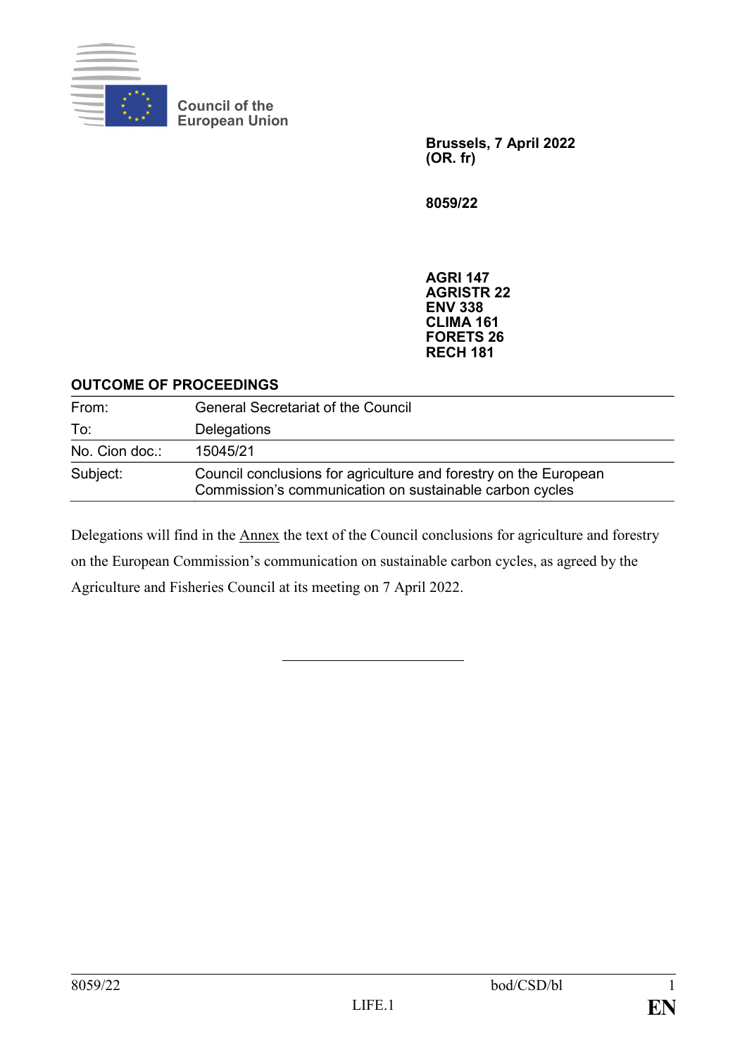Council of the European Union

**Brussels, 7 April 2022**
**(OR. fr)**

**8059/22**

**AGRI 147**
**AGRISTR 22**
**ENV 338**
**CLIMA 161**
**FORETS 26**
**RECH 181**

**OUTCOME OF PROCEEDINGS**

| | |
|---|---|
| From: | General Secretariat of the Council |
| To: | Delegations |
| No. Cion doc.: | 15045/21 |
| Subject: | Council conclusions for agriculture and forestry on the European Commission's communication on sustainable carbon cycles |

Delegations will find in the Annex the text of the Council conclusions for agriculture and forestry on the European Commission's communication on sustainable carbon cycles, as agreed by the Agriculture and Fisheries Council at its meeting on 7 April 2022.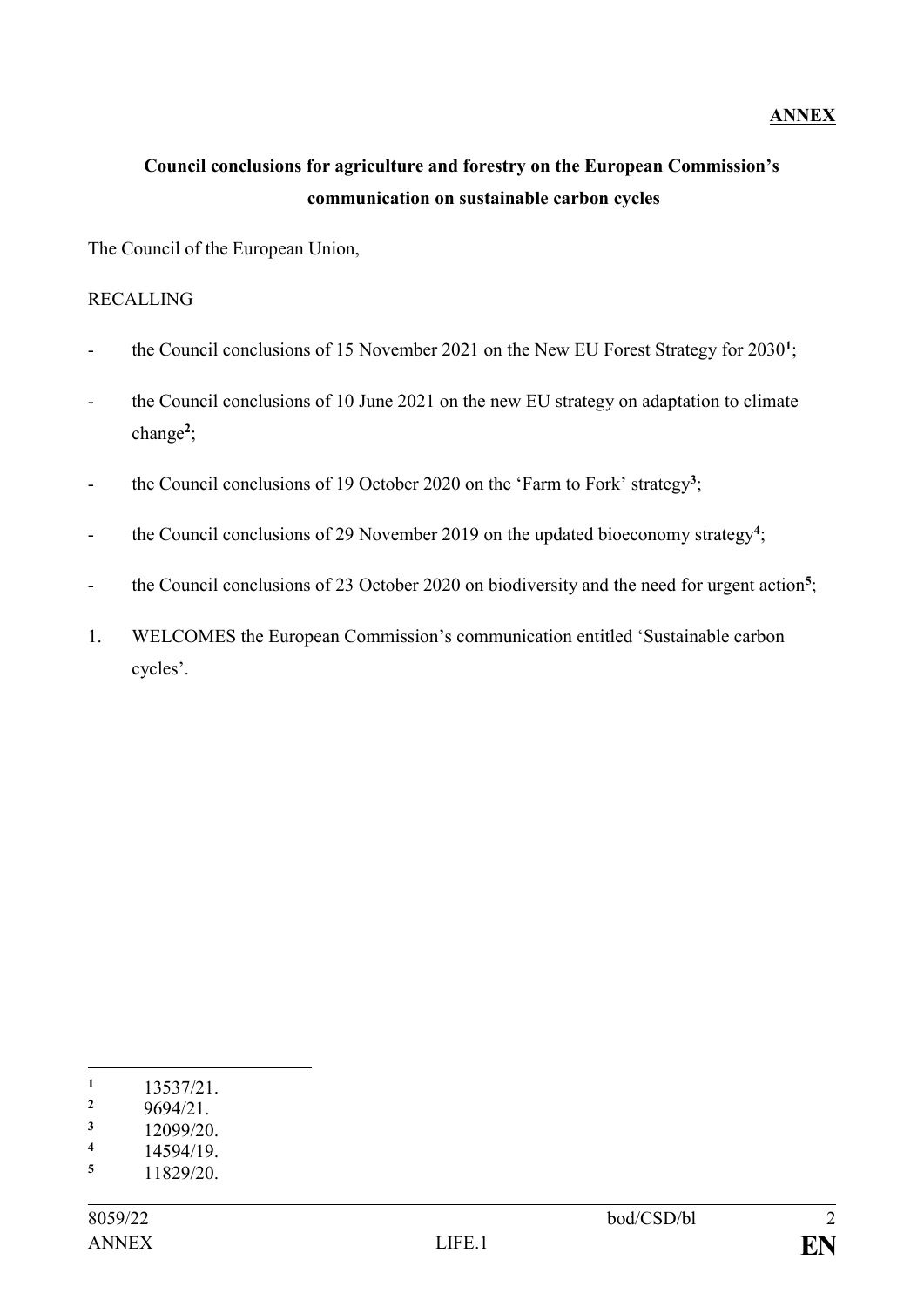**ANNEX**

**Council conclusions for agriculture and forestry on the European Commission's communication on sustainable carbon cycles**

The Council of the European Union,

RECALLING

- the Council conclusions of 15 November 2021 on the New EU Forest Strategy for 2030[1];
- the Council conclusions of 10 June 2021 on the new EU strategy on adaptation to climate change[2];
- the Council conclusions of 19 October 2020 on the 'Farm to Fork' strategy[3];
- the Council conclusions of 29 November 2019 on the updated bioeconomy strategy[4];
- the Council conclusions of 23 October 2020 on biodiversity and the need for urgent action[5];

1. WELCOMES the European Commission's communication entitled 'Sustainable carbon cycles'.

---

[1] 13537/21.
[2] 9694/21.
[3] 12099/20.
[4] 14594/19.
[5] 11829/20.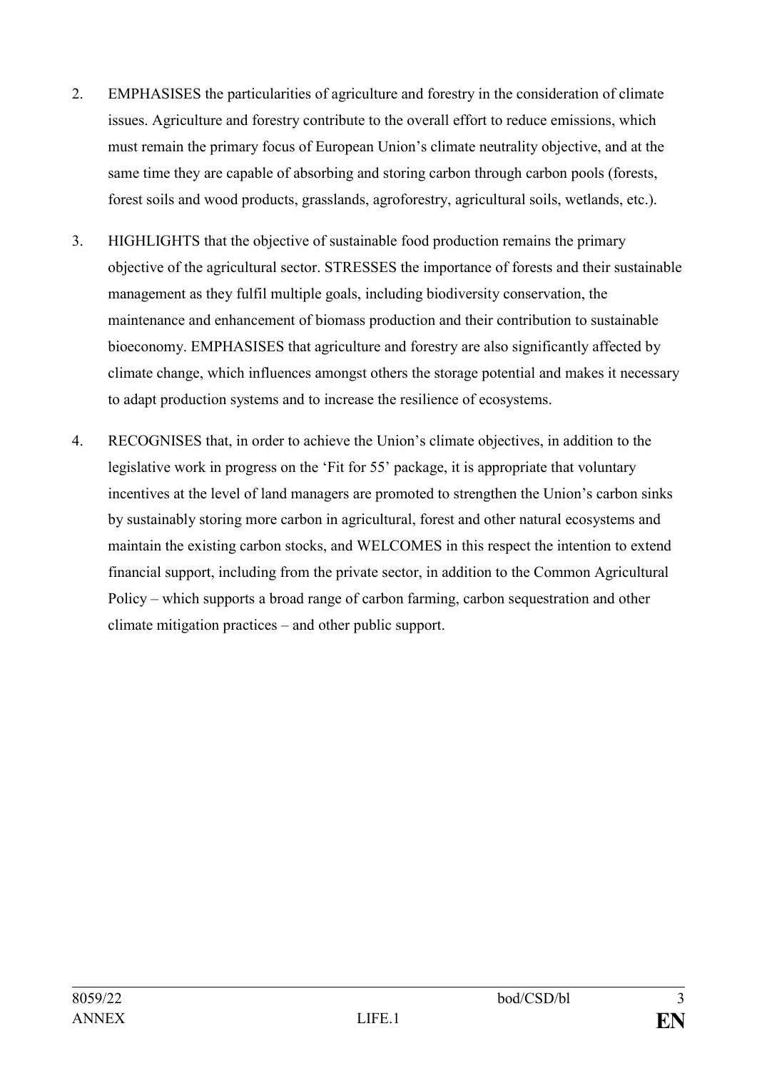2. EMPHASISES the particularities of agriculture and forestry in the consideration of climate issues. Agriculture and forestry contribute to the overall effort to reduce emissions, which must remain the primary focus of European Union's climate neutrality objective, and at the same time they are capable of absorbing and storing carbon through carbon pools (forests, forest soils and wood products, grasslands, agroforestry, agricultural soils, wetlands, etc.).

3. HIGHLIGHTS that the objective of sustainable food production remains the primary objective of the agricultural sector. STRESSES the importance of forests and their sustainable management as they fulfil multiple goals, including biodiversity conservation, the maintenance and enhancement of biomass production and their contribution to sustainable bioeconomy. EMPHASISES that agriculture and forestry are also significantly affected by climate change, which influences amongst others the storage potential and makes it necessary to adapt production systems and to increase the resilience of ecosystems.

4. RECOGNISES that, in order to achieve the Union's climate objectives, in addition to the legislative work in progress on the 'Fit for 55' package, it is appropriate that voluntary incentives at the level of land managers are promoted to strengthen the Union's carbon sinks by sustainably storing more carbon in agricultural, forest and other natural ecosystems and maintain the existing carbon stocks, and WELCOMES in this respect the intention to extend financial support, including from the private sector, in addition to the Common Agricultural Policy – which supports a broad range of carbon farming, carbon sequestration and other climate mitigation practices – and other public support.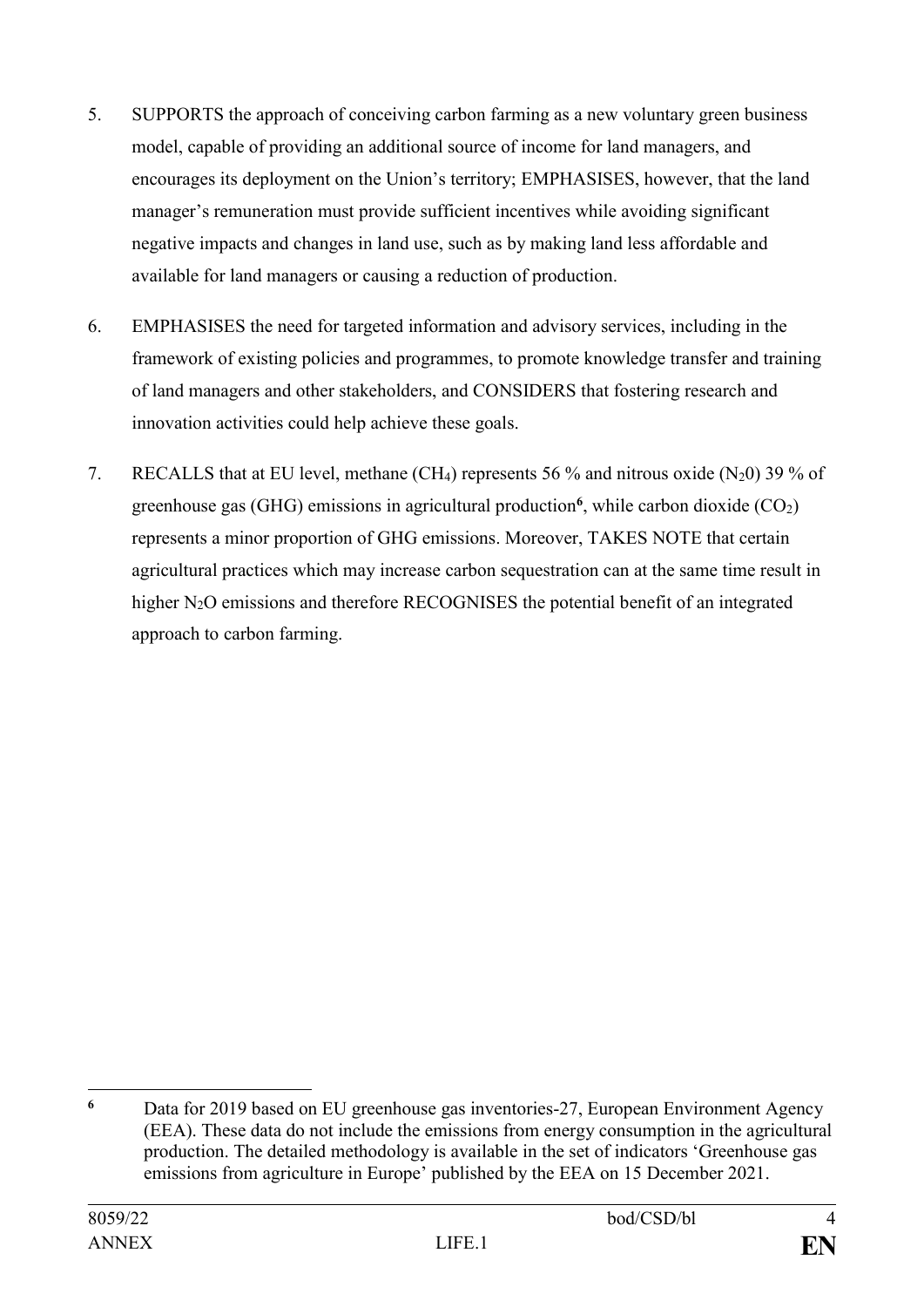5. SUPPORTS the approach of conceiving carbon farming as a new voluntary green business model, capable of providing an additional source of income for land managers, and encourages its deployment on the Union's territory; EMPHASISES, however, that the land manager's remuneration must provide sufficient incentives while avoiding significant negative impacts and changes in land use, such as by making land less affordable and available for land managers or causing a reduction of production.

6. EMPHASISES the need for targeted information and advisory services, including in the framework of existing policies and programmes, to promote knowledge transfer and training of land managers and other stakeholders, and CONSIDERS that fostering research and innovation activities could help achieve these goals.

7. RECALLS that at EU level, methane ($CH_4$) represents 56 % and nitrous oxide ($N_20$) 39 % of greenhouse gas (GHG) emissions in agricultural production[6], while carbon dioxide ($CO_2$) represents a minor proportion of GHG emissions. Moreover, TAKES NOTE that certain agricultural practices which may increase carbon sequestration can at the same time result in higher $N_2O$ emissions and therefore RECOGNISES the potential benefit of an integrated approach to carbon farming.

---

[6] Data for 2019 based on EU greenhouse gas inventories-27, European Environment Agency (EEA). These data do not include the emissions from energy consumption in the agricultural production. The detailed methodology is available in the set of indicators 'Greenhouse gas emissions from agriculture in Europe' published by the EEA on 15 December 2021.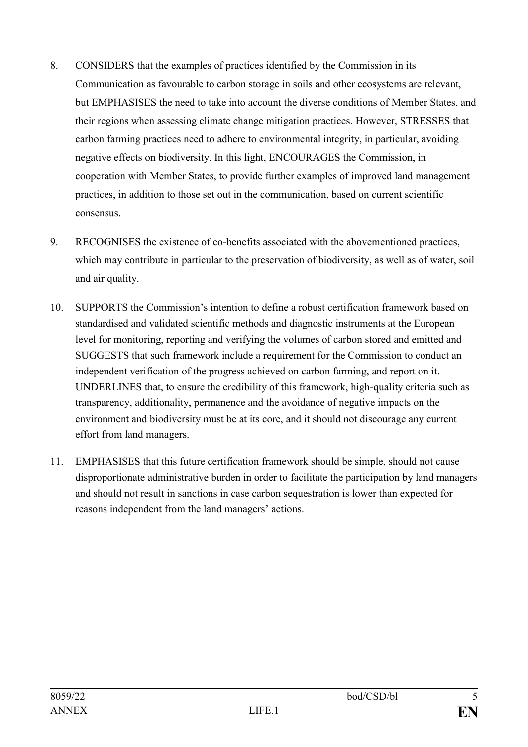8. CONSIDERS that the examples of practices identified by the Commission in its Communication as favourable to carbon storage in soils and other ecosystems are relevant, but EMPHASISES the need to take into account the diverse conditions of Member States, and their regions when assessing climate change mitigation practices. However, STRESSES that carbon farming practices need to adhere to environmental integrity, in particular, avoiding negative effects on biodiversity. In this light, ENCOURAGES the Commission, in cooperation with Member States, to provide further examples of improved land management practices, in addition to those set out in the communication, based on current scientific consensus.

9. RECOGNISES the existence of co-benefits associated with the abovementioned practices, which may contribute in particular to the preservation of biodiversity, as well as of water, soil and air quality.

10. SUPPORTS the Commission's intention to define a robust certification framework based on standardised and validated scientific methods and diagnostic instruments at the European level for monitoring, reporting and verifying the volumes of carbon stored and emitted and SUGGESTS that such framework include a requirement for the Commission to conduct an independent verification of the progress achieved on carbon farming, and report on it. UNDERLINES that, to ensure the credibility of this framework, high-quality criteria such as transparency, additionality, permanence and the avoidance of negative impacts on the environment and biodiversity must be at its core, and it should not discourage any current effort from land managers.

11. EMPHASISES that this future certification framework should be simple, should not cause disproportionate administrative burden in order to facilitate the participation by land managers and should not result in sanctions in case carbon sequestration is lower than expected for reasons independent from the land managers' actions.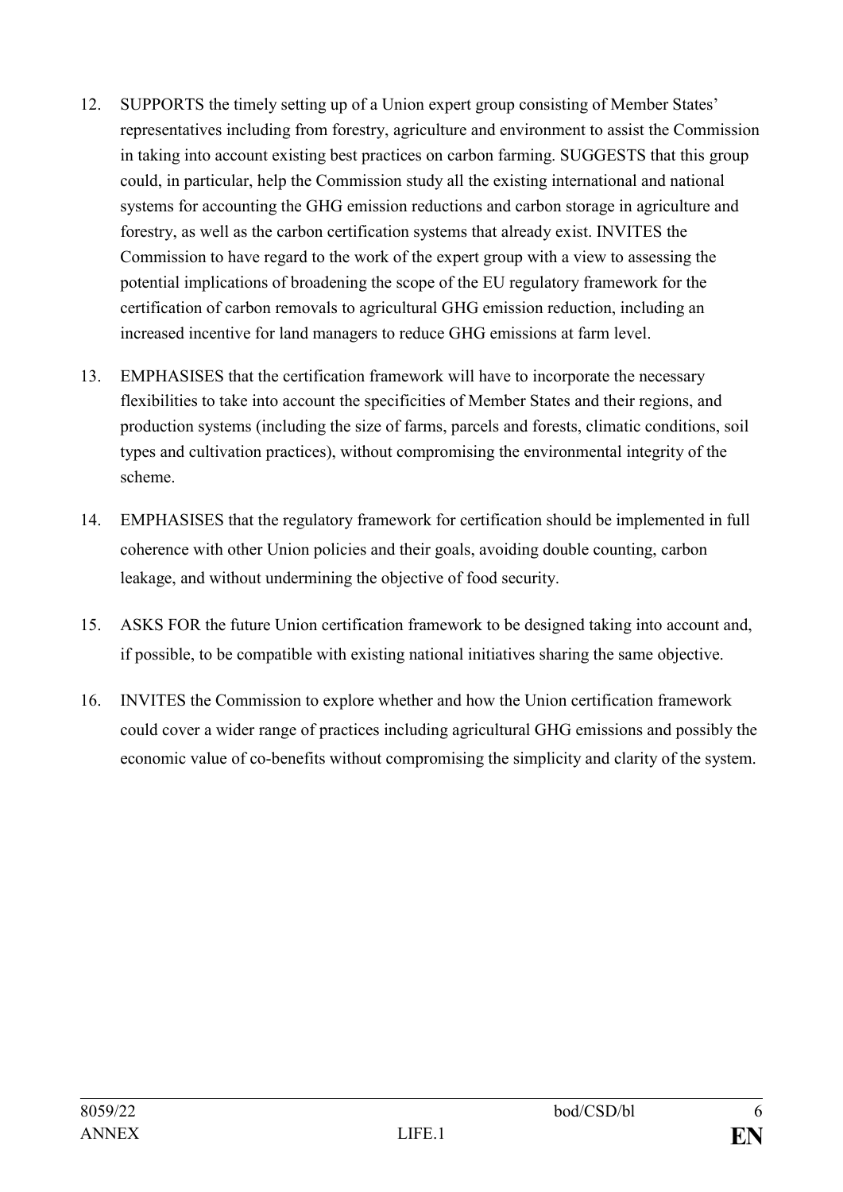12. SUPPORTS the timely setting up of a Union expert group consisting of Member States' representatives including from forestry, agriculture and environment to assist the Commission in taking into account existing best practices on carbon farming. SUGGESTS that this group could, in particular, help the Commission study all the existing international and national systems for accounting the GHG emission reductions and carbon storage in agriculture and forestry, as well as the carbon certification systems that already exist. INVITES the Commission to have regard to the work of the expert group with a view to assessing the potential implications of broadening the scope of the EU regulatory framework for the certification of carbon removals to agricultural GHG emission reduction, including an increased incentive for land managers to reduce GHG emissions at farm level.

13. EMPHASISES that the certification framework will have to incorporate the necessary flexibilities to take into account the specificities of Member States and their regions, and production systems (including the size of farms, parcels and forests, climatic conditions, soil types and cultivation practices), without compromising the environmental integrity of the scheme.

14. EMPHASISES that the regulatory framework for certification should be implemented in full coherence with other Union policies and their goals, avoiding double counting, carbon leakage, and without undermining the objective of food security.

15. ASKS FOR the future Union certification framework to be designed taking into account and, if possible, to be compatible with existing national initiatives sharing the same objective.

16. INVITES the Commission to explore whether and how the Union certification framework could cover a wider range of practices including agricultural GHG emissions and possibly the economic value of co-benefits without compromising the simplicity and clarity of the system.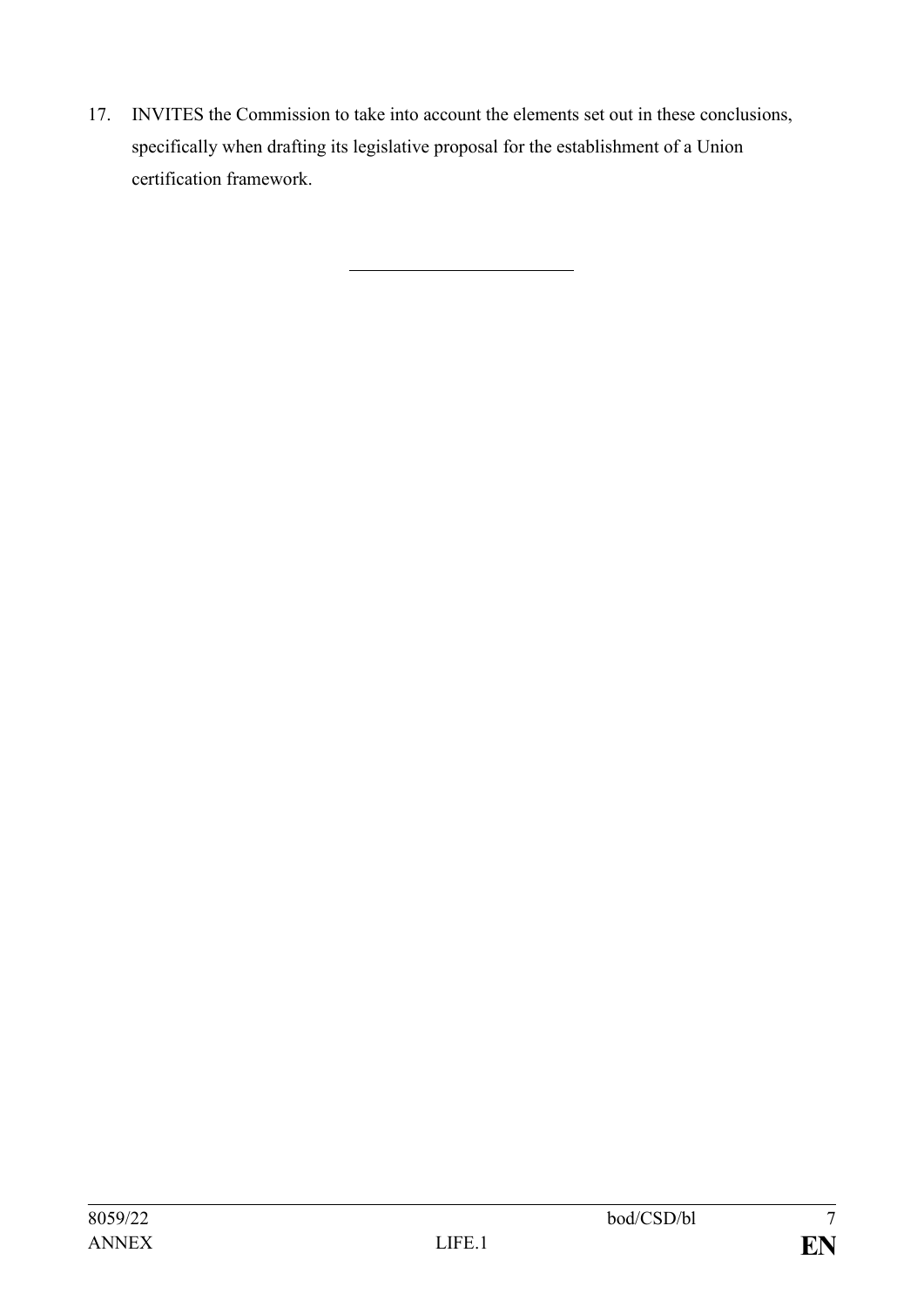17. INVITES the Commission to take into account the elements set out in these conclusions, specifically when drafting its legislative proposal for the establishment of a Union certification framework.